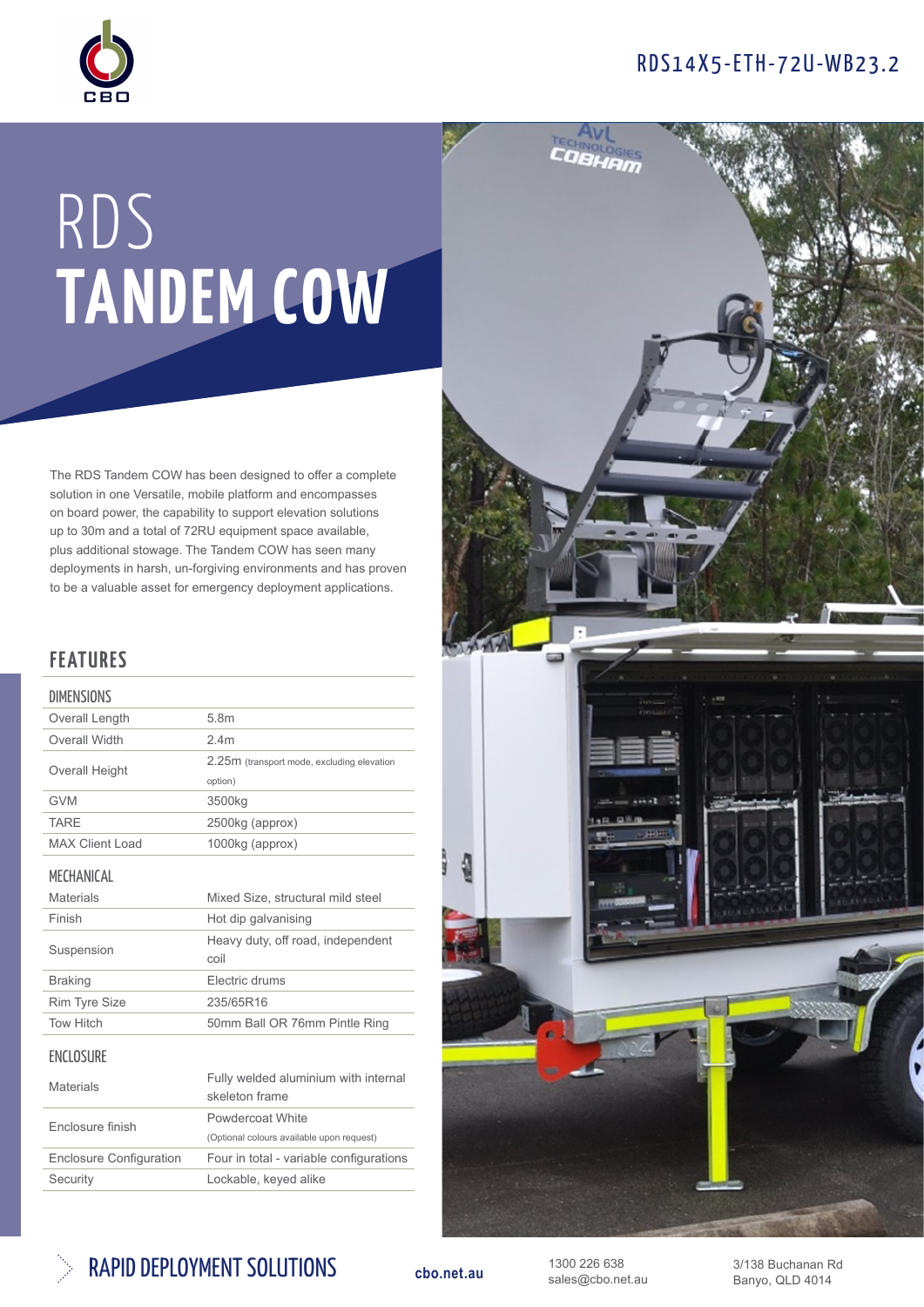RDS14X5-ETH-72U-WB23.2

# RDS TANDEM COW

The RDS Tandem COW has been designed to offer a complete solution in one Versatile, mobile platform and encompasses on board power, the capability to support elevation solutions up to 30m and a total of 72RU equipment space available, plus additional stowage. The Tandem COW has seen many deployments in harsh, un-forgiving environments and has proven to be a valuable asset for emergency deployment applications.

## FEATURES

### DIMENSIONS

| | |
|---|---|
| Overall Length | 5.8m |
| Overall Width | 2.4m |
| Overall Height | 2.25m (transport mode, excluding elevation option) |
| GVM | 3500kg |
| TARE | 2500kg (approx) |
| MAX Client Load | 1000kg (approx) |

### MECHANICAL

| | |
|---|---|
| Materials | Mixed Size, structural mild steel |
| Finish | Hot dip galvanising |
| Suspension | Heavy duty, off road, independent coil |
| Braking | Electric drums |
| Rim Tyre Size | 235/65R16 |
| Tow Hitch | 50mm Ball OR 76mm Pintle Ring |

### ENCLOSURE

| | |
|---|---|
| Materials | Fully welded aluminium with internal skeleton frame |
| Enclosure finish | Powdercoat White (Optional colours available upon request) |
| Enclosure Configuration | Four in total - variable configurations |
| Security | Lockable, keyed alike |

RAPID DEPLOYMENT SOLUTIONS

cbo.net.au

1300 226 638
sales@cbo.net.au

3/138 Buchanan Rd
Banyo, QLD 4014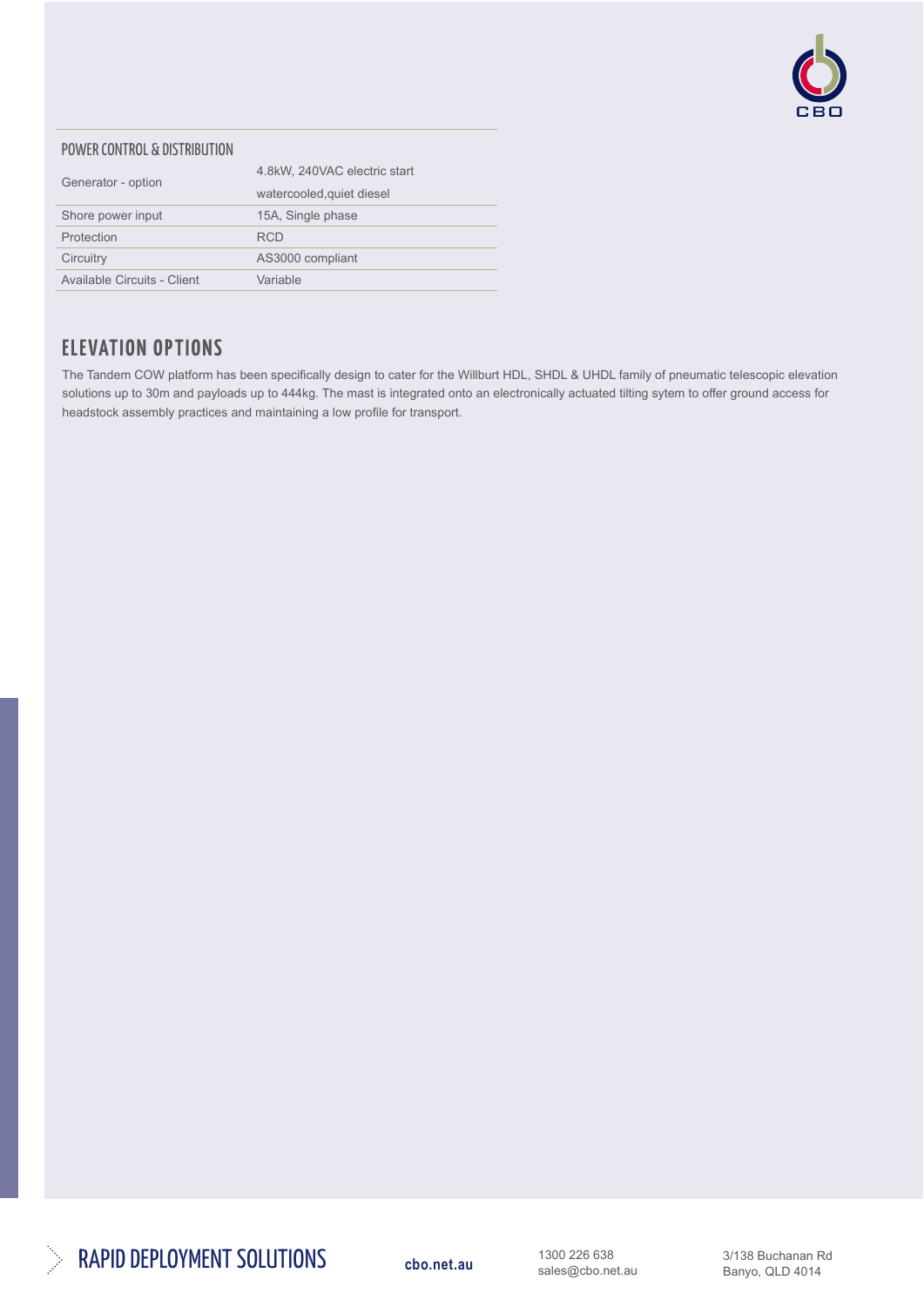## POWER CONTROL & DISTRIBUTION

| | |
|---|---|
| Generator - option | 4.8kW, 240VAC electric start watercooled,quiet diesel |
| Shore power input | 15A, Single phase |
| Protection | RCD |
| Circuitry | AS3000 compliant |
| Available Circuits - Client | Variable |

## ELEVATION OPTIONS

The Tandem COW platform has been specifically design to cater for the Willburt HDL, SHDL & UHDL family of pneumatic telescopic elevation solutions up to 30m and payloads up to 444kg. The mast is integrated onto an electronically actuated tilting sytem to offer ground access for headstock assembly practices and maintaining a low profile for transport.

RAPID DEPLOYMENT SOLUTIONS

cbo.net.au

1300 226 638
sales@cbo.net.au

3/138 Buchanan Rd
Banyo, QLD 4014